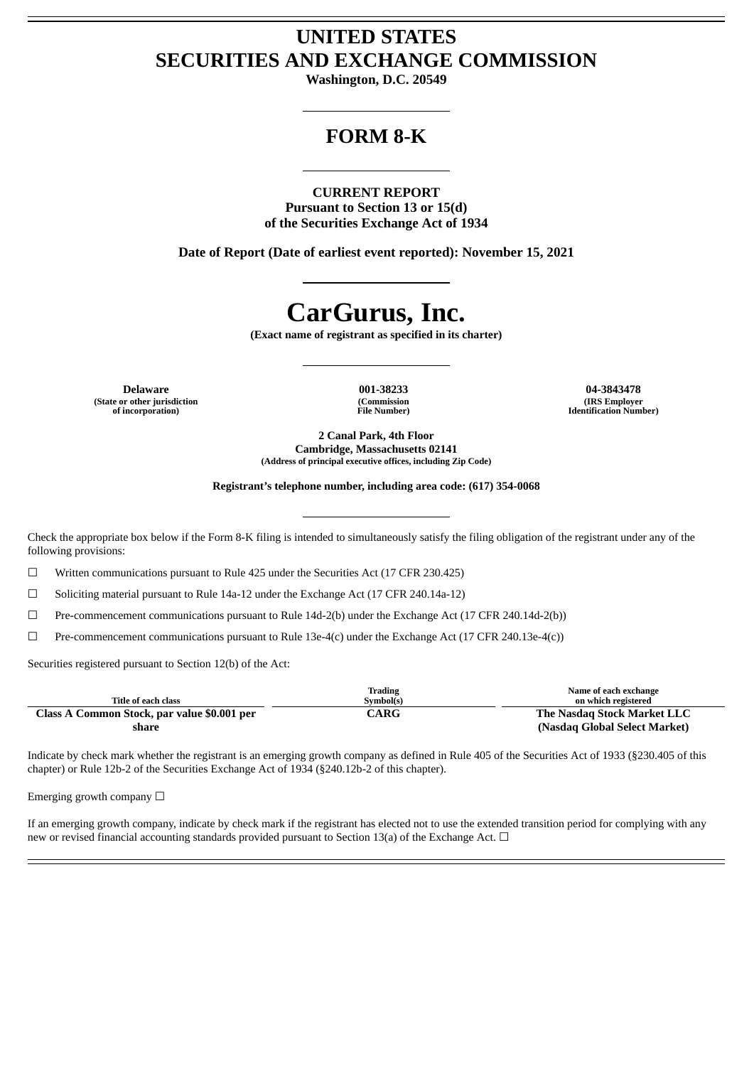# UNITED STATES
# SECURITIES AND EXCHANGE COMMISSION

**Washington, D.C. 20549**

## FORM 8-K

**CURRENT REPORT**
**Pursuant to Section 13 or 15(d)**
**of the Securities Exchange Act of 1934**

**Date of Report (Date of earliest event reported): November 15, 2021**

# CarGurus, Inc.

**(Exact name of registrant as specified in its charter)**

| Delaware | 001-38233 | 04-3843478 |
|---|---|---|
| (State or other jurisdiction of incorporation) | (Commission File Number) | (IRS Employer Identification Number) |

**2 Canal Park, 4th Floor**
**Cambridge, Massachusetts 02141**
**(Address of principal executive offices, including Zip Code)**

**Registrant's telephone number, including area code: (617) 354-0068**

Check the appropriate box below if the Form 8-K filing is intended to simultaneously satisfy the filing obligation of the registrant under any of the following provisions:

☐ Written communications pursuant to Rule 425 under the Securities Act (17 CFR 230.425)

☐ Soliciting material pursuant to Rule 14a-12 under the Exchange Act (17 CFR 240.14a-12)

☐ Pre-commencement communications pursuant to Rule 14d-2(b) under the Exchange Act (17 CFR 240.14d-2(b))

☐ Pre-commencement communications pursuant to Rule 13e-4(c) under the Exchange Act (17 CFR 240.13e-4(c))

Securities registered pursuant to Section 12(b) of the Act:

| Title of each class | Trading Symbol(s) | Name of each exchange on which registered |
|---|---|---|
| **Class A Common Stock, par value $0.001 per share** | **CARG** | **The Nasdaq Stock Market LLC (Nasdaq Global Select Market)** |

Indicate by check mark whether the registrant is an emerging growth company as defined in Rule 405 of the Securities Act of 1933 (§230.405 of this chapter) or Rule 12b-2 of the Securities Exchange Act of 1934 (§240.12b-2 of this chapter).

Emerging growth company ☐

If an emerging growth company, indicate by check mark if the registrant has elected not to use the extended transition period for complying with any new or revised financial accounting standards provided pursuant to Section 13(a) of the Exchange Act. ☐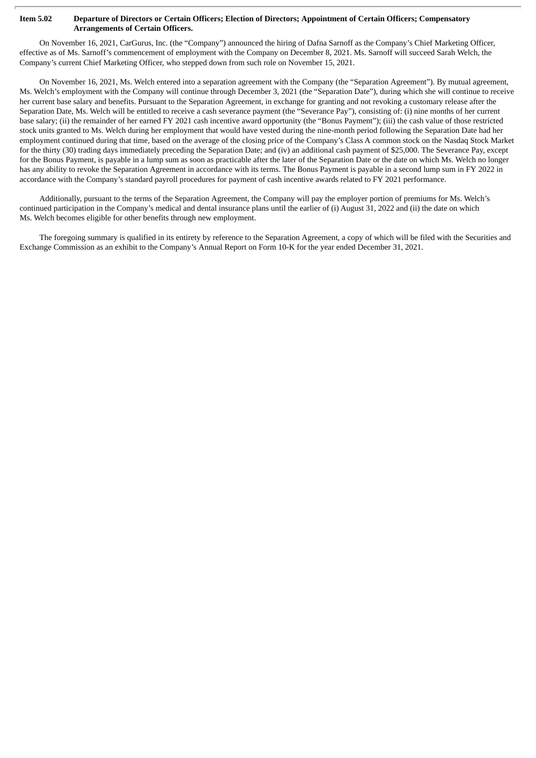**Item 5.02 Departure of Directors or Certain Officers; Election of Directors; Appointment of Certain Officers; Compensatory Arrangements of Certain Officers.**

On November 16, 2021, CarGurus, Inc. (the "Company") announced the hiring of Dafna Sarnoff as the Company's Chief Marketing Officer, effective as of Ms. Sarnoff's commencement of employment with the Company on December 8, 2021. Ms. Sarnoff will succeed Sarah Welch, the Company's current Chief Marketing Officer, who stepped down from such role on November 15, 2021.

On November 16, 2021, Ms. Welch entered into a separation agreement with the Company (the "Separation Agreement"). By mutual agreement, Ms. Welch's employment with the Company will continue through December 3, 2021 (the "Separation Date"), during which she will continue to receive her current base salary and benefits. Pursuant to the Separation Agreement, in exchange for granting and not revoking a customary release after the Separation Date, Ms. Welch will be entitled to receive a cash severance payment (the "Severance Pay"), consisting of: (i) nine months of her current base salary; (ii) the remainder of her earned FY 2021 cash incentive award opportunity (the "Bonus Payment"); (iii) the cash value of those restricted stock units granted to Ms. Welch during her employment that would have vested during the nine-month period following the Separation Date had her employment continued during that time, based on the average of the closing price of the Company's Class A common stock on the Nasdaq Stock Market for the thirty (30) trading days immediately preceding the Separation Date; and (iv) an additional cash payment of $25,000. The Severance Pay, except for the Bonus Payment, is payable in a lump sum as soon as practicable after the later of the Separation Date or the date on which Ms. Welch no longer has any ability to revoke the Separation Agreement in accordance with its terms. The Bonus Payment is payable in a second lump sum in FY 2022 in accordance with the Company's standard payroll procedures for payment of cash incentive awards related to FY 2021 performance.

Additionally, pursuant to the terms of the Separation Agreement, the Company will pay the employer portion of premiums for Ms. Welch's continued participation in the Company's medical and dental insurance plans until the earlier of (i) August 31, 2022 and (ii) the date on which Ms. Welch becomes eligible for other benefits through new employment.

The foregoing summary is qualified in its entirety by reference to the Separation Agreement, a copy of which will be filed with the Securities and Exchange Commission as an exhibit to the Company's Annual Report on Form 10-K for the year ended December 31, 2021.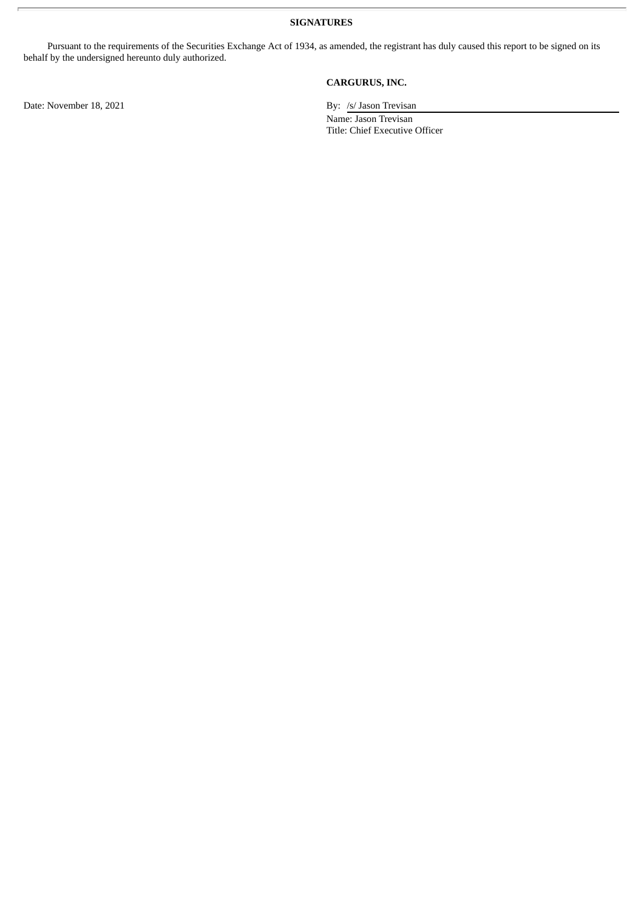## SIGNATURES

Pursuant to the requirements of the Securities Exchange Act of 1934, as amended, the registrant has duly caused this report to be signed on its behalf by the undersigned hereunto duly authorized.

**CARGURUS, INC.**

Date: November 18, 2021

By: /s/ Jason Trevisan
Name: Jason Trevisan
Title: Chief Executive Officer